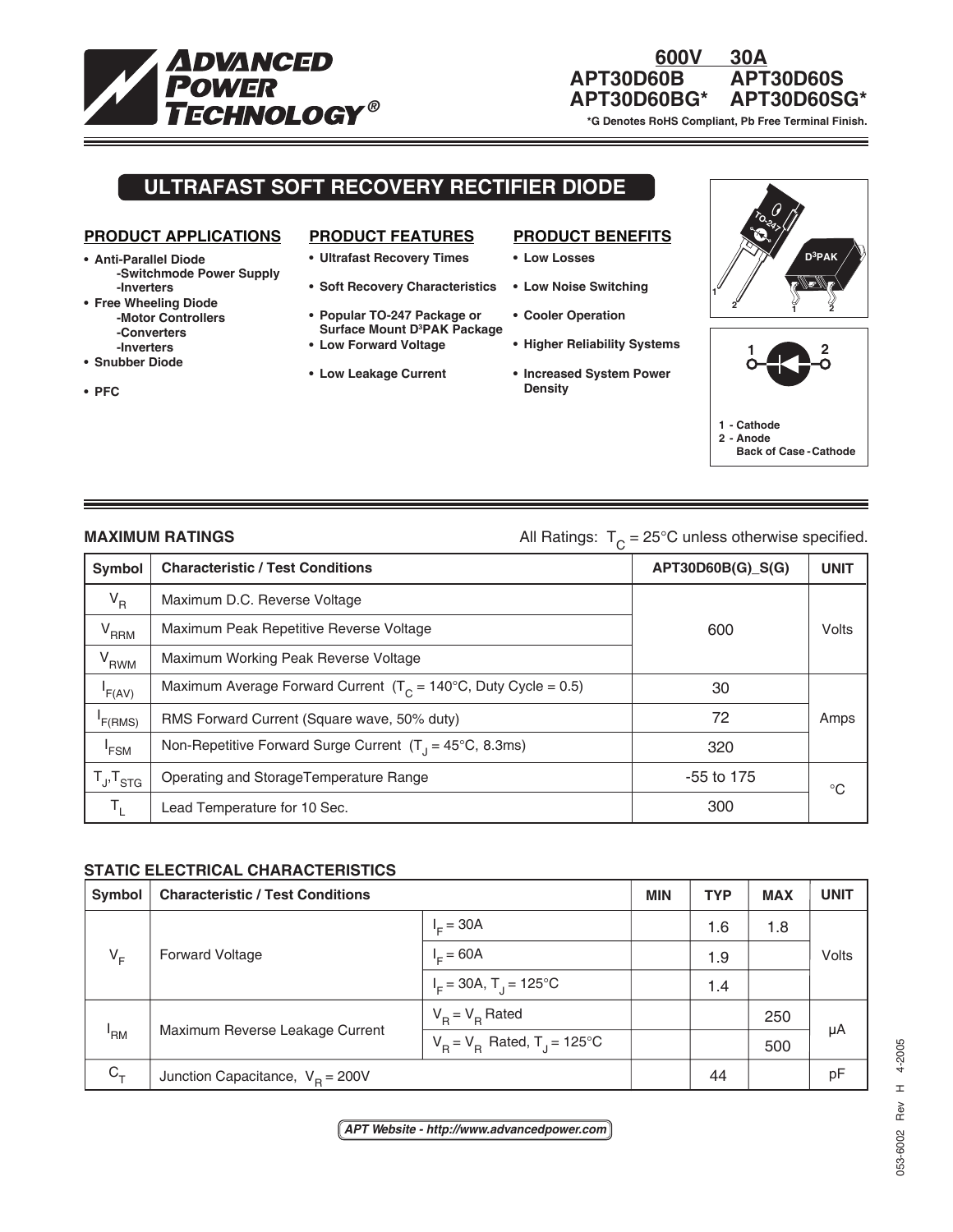# ADVANCED POWER TECHNOLOGY®

**600V 30A**
**APT30D60B APT30D60S**
**APT30D60BG* APT30D60SG***

***G Denotes RoHS Compliant, Pb Free Terminal Finish.**

## ULTRAFAST SOFT RECOVERY RECTIFIER DIODE

### PRODUCT APPLICATIONS

- **Anti-Parallel Diode**
  - **-Switchmode Power Supply**
  - **-Inverters**
- **Free Wheeling Diode**
  - **-Motor Controllers**
  - **-Converters**
  - **-Inverters**
- **Snubber Diode**
- **PFC**

### PRODUCT FEATURES

- **Ultrafast Recovery Times**
- **Soft Recovery Characteristics**
- **Popular TO-247 Package or Surface Mount D³PAK Package**
- **Low Forward Voltage**
- **Low Leakage Current**

### PRODUCT BENEFITS

- **Low Losses**
- **Low Noise Switching**
- **Cooler Operation**
- **Higher Reliability Systems**
- **Increased System Power Density**

TO-247 D³PAK

**1 - Cathode**
**2 - Anode**
**Back of Case - Cathode**

### MAXIMUM RATINGS

All Ratings: $T_C = 25°C$ unless otherwise specified.

| Symbol | Characteristic / Test Conditions | APT30D60B(G)_S(G) | UNIT |
|---|---|---|---|
| $V_R$ | Maximum D.C. Reverse Voltage | 600 | Volts |
| $V_{RRM}$ | Maximum Peak Repetitive Reverse Voltage | | |
| $V_{RWM}$ | Maximum Working Peak Reverse Voltage | | |
| $I_{F(AV)}$ | Maximum Average Forward Current ($T_C$ = 140°C, Duty Cycle = 0.5) | 30 | Amps |
| $I_{F(RMS)}$ | RMS Forward Current (Square wave, 50% duty) | 72 | |
| $I_{FSM}$ | Non-Repetitive Forward Surge Current ($T_J$ = 45°C, 8.3ms) | 320 | |
| $T_J$,$T_{STG}$ | Operating and StorageTemperature Range | -55 to 175 | °C |
| $T_L$ | Lead Temperature for 10 Sec. | 300 | |

### STATIC ELECTRICAL CHARACTERISTICS

| Symbol | Characteristic / Test Conditions | | MIN | TYP | MAX | UNIT |
|---|---|---|---|---|---|---|
| $V_F$ | Forward Voltage | $I_F$ = 30A | | 1.6 | 1.8 | Volts |
| | | $I_F$ = 60A | | 1.9 | | |
| | | $I_F$ = 30A, $T_J$ = 125°C | | 1.4 | | |
| $I_{RM}$ | Maximum Reverse Leakage Current | $V_R$ = $V_R$ Rated | | | 250 | μA |
| | | $V_R$ = $V_R$ Rated, $T_J$ = 125°C | | | 500 | |
| $C_T$ | Junction Capacitance, $V_R$ = 200V | | | 44 | | pF |

*APT Website - http://www.advancedpower.com*

053-6002 Rev H 4-2005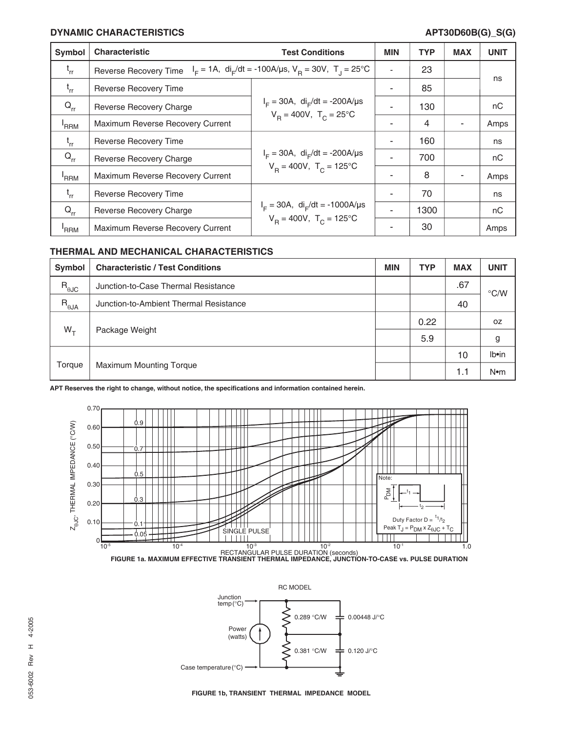## DYNAMIC CHARACTERISTICS

| Symbol | Characteristic | Test Conditions | MIN | TYP | MAX | UNIT |
|---|---|---|---|---|---|---|
| $t_{rr}$ | Reverse Recovery Time | $I_F = 1A$, $di_F/dt = -100A/\mu s$, $V_R = 30V$, $T_J = 25°C$ | - | 23 | | ns |
| $t_{rr}$ | Reverse Recovery Time | $I_F = 30A$, $di_F/dt = -200A/\mu s$ $V_R = 400V$, $T_C = 25°C$ | - | 85 | | ns |
| $Q_{rr}$ | Reverse Recovery Charge | | - | 130 | | nC |
| $I_{RRM}$ | Maximum Reverse Recovery Current | | - | 4 | - | Amps |
| $t_{rr}$ | Reverse Recovery Time | $I_F = 30A$, $di_F/dt = -200A/\mu s$ $V_R = 400V$, $T_C = 125°C$ | - | 160 | | ns |
| $Q_{rr}$ | Reverse Recovery Charge | | - | 700 | | nC |
| $I_{RRM}$ | Maximum Reverse Recovery Current | | - | 8 | - | Amps |
| $t_{rr}$ | Reverse Recovery Time | $I_F = 30A$, $di_F/dt = -1000A/\mu s$ $V_R = 400V$, $T_C = 125°C$ | - | 70 | | ns |
| $Q_{rr}$ | Reverse Recovery Charge | | - | 1300 | | nC |
| $I_{RRM}$ | Maximum Reverse Recovery Current | | - | 30 | | Amps |

## THERMAL AND MECHANICAL CHARACTERISTICS

| Symbol | Characteristic / Test Conditions | MIN | TYP | MAX | UNIT |
|---|---|---|---|---|---|
| $R_{\theta JC}$ | Junction-to-Case Thermal Resistance | | | .67 | °C/W |
| $R_{\theta JA}$ | Junction-to-Ambient Thermal Resistance | | | 40 | °C/W |
| $W_T$ | Package Weight | | 0.22 | | oz |
| | | | 5.9 | | g |
| Torque | Maximum Mounting Torque | | | 10 | lb•in |
| | | | | 1.1 | N•m |

**APT Reserves the right to change, without notice, the specifications and information contained herein.**

**FIGURE 1a. MAXIMUM EFFECTIVE TRANSIENT THERMAL IMPEDANCE, JUNCTION-TO-CASE vs. PULSE DURATION**

**FIGURE 1b, TRANSIENT THERMAL IMPEDANCE MODEL**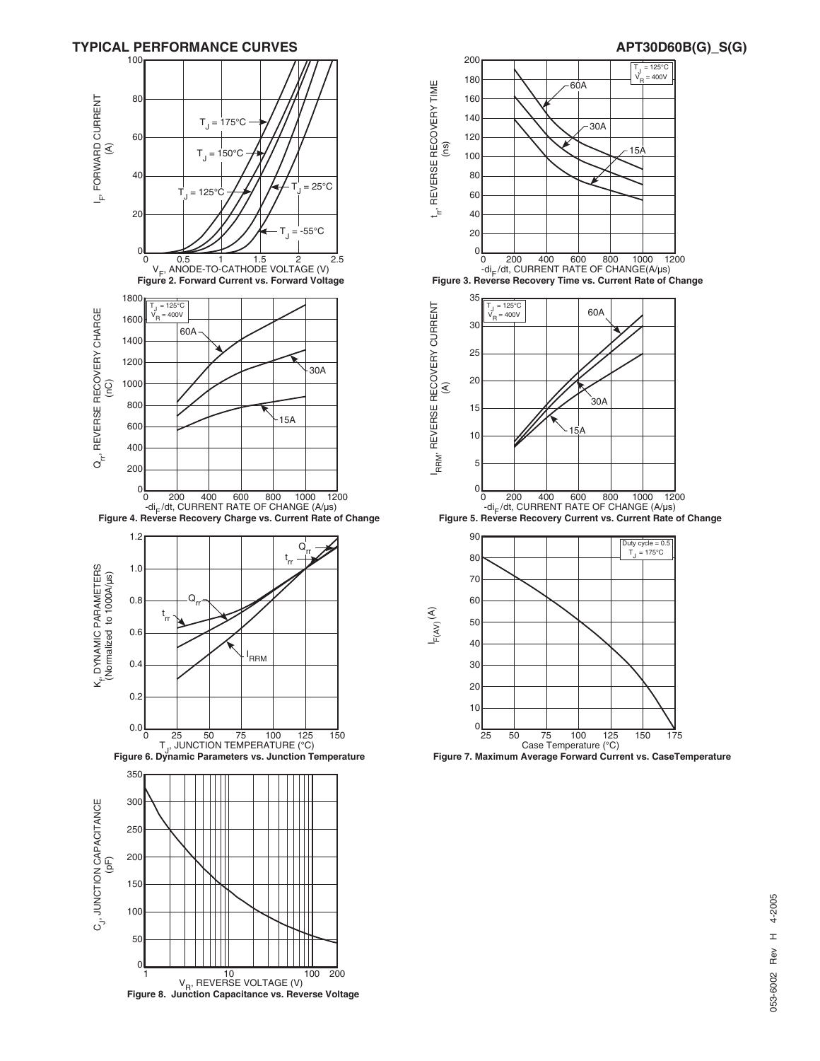## TYPICAL PERFORMANCE CURVES

APT30D60B(G)_S(G)

Figure 2. Forward Current vs. Forward Voltage

Figure 3. Reverse Recovery Time vs. Current Rate of Change

Figure 4. Reverse Recovery Charge vs. Current Rate of Change

Figure 5. Reverse Recovery Current vs. Current Rate of Change

Figure 6. Dynamic Parameters vs. Junction Temperature

Figure 7. Maximum Average Forward Current vs. CaseTemperature

Figure 8. Junction Capacitance vs. Reverse Voltage

053-6002 Rev H 4-2005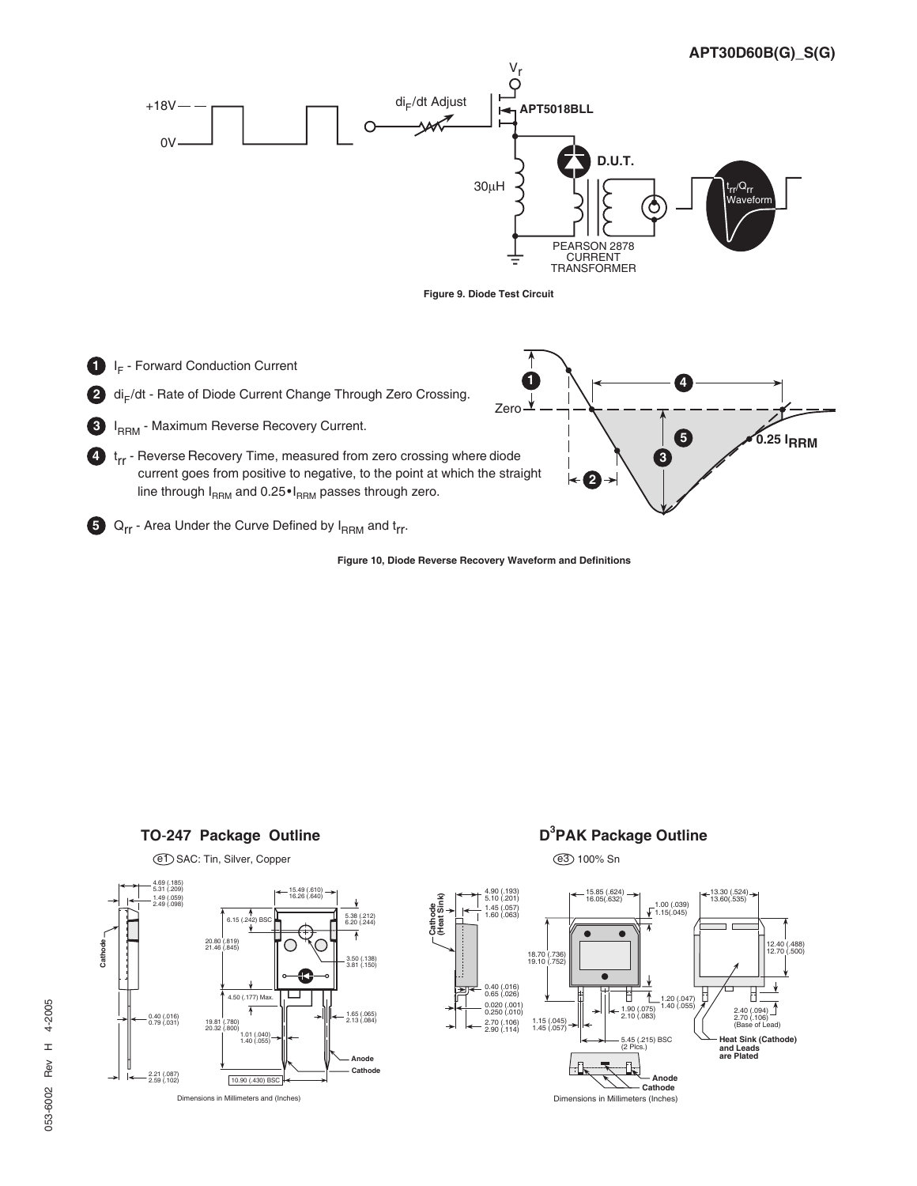**Figure 9. Diode Test Circuit**

1. $I_F$ - Forward Conduction Current
2. $di_F/dt$ - Rate of Diode Current Change Through Zero Crossing.
3. $I_{RRM}$ - Maximum Reverse Recovery Current.
4. $t_{rr}$ - Reverse Recovery Time, measured from zero crossing where diode current goes from positive to negative, to the point at which the straight line through $I_{RRM}$ and $0.25 \cdot I_{RRM}$ passes through zero.
5. $Q_{rr}$ - Area Under the Curve Defined by $I_{RRM}$ and $t_{rr}$.

**Figure 10, Diode Reverse Recovery Waveform and Definitions**

## TO-247 Package Outline

(e1) SAC: Tin, Silver, Copper

Dimensions in Millimeters and (Inches)

## D³PAK Package Outline

(e3) 100% Sn

Dimensions in Millimeters (Inches)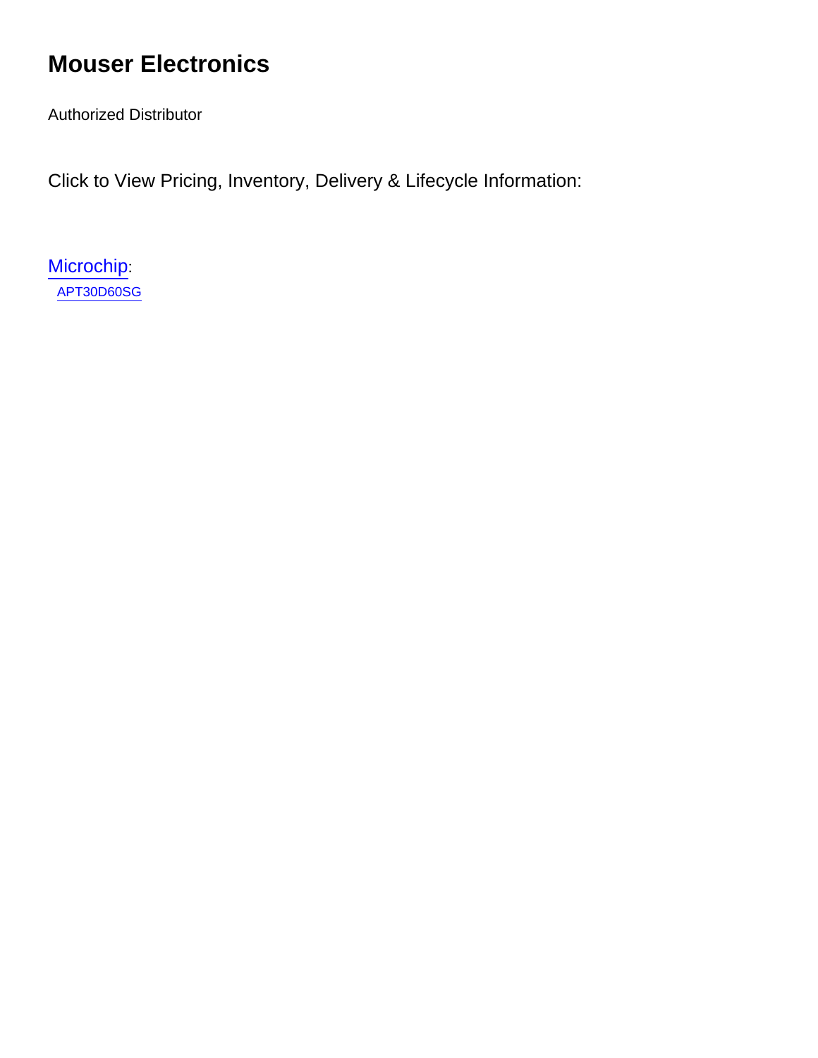# Mouser Electronics

Authorized Distributor

Click to View Pricing, Inventory, Delivery & Lifecycle Information:

Microchip:

APT30D60SG